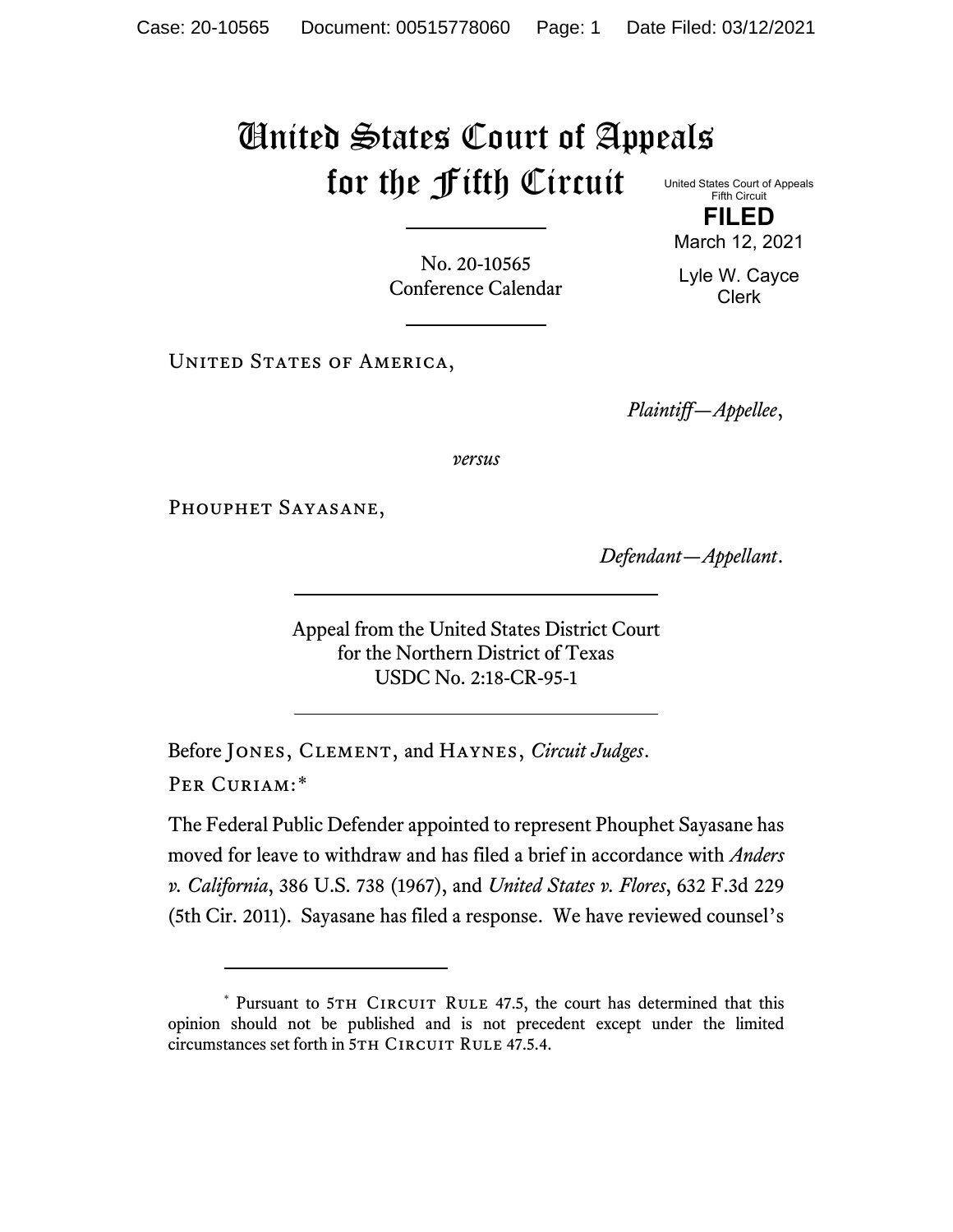# United States Court of Appeals for the Fifth Circuit

United States Court of Appeals
Fifth Circuit

**FILED**

March 12, 2021

Lyle W. Cayce
Clerk

No. 20-10565
Conference Calendar

United States of America,

*Plaintiff—Appellee*,

*versus*

Phouphet Sayasane,

*Defendant—Appellant*.

Appeal from the United States District Court
for the Northern District of Texas
USDC No. 2:18-CR-95-1

Before Jones, Clement, and Haynes, *Circuit Judges*.

Per Curiam:*

The Federal Public Defender appointed to represent Phouphet Sayasane has moved for leave to withdraw and has filed a brief in accordance with *Anders v. California*, 386 U.S. 738 (1967), and *United States v. Flores*, 632 F.3d 229 (5th Cir. 2011). Sayasane has filed a response. We have reviewed counsel's

---

* Pursuant to 5th Circuit Rule 47.5, the court has determined that this opinion should not be published and is not precedent except under the limited circumstances set forth in 5th Circuit Rule 47.5.4.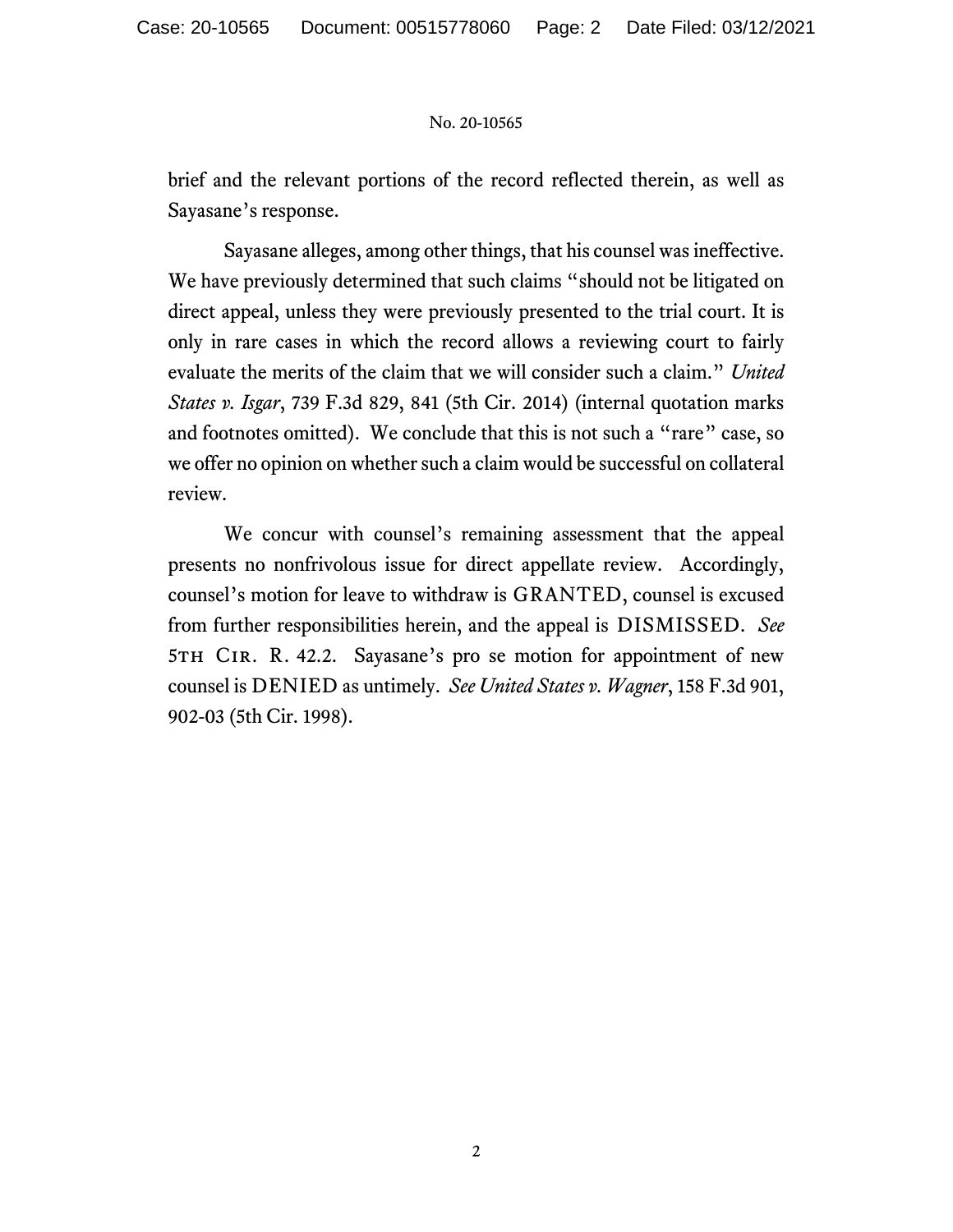brief and the relevant portions of the record reflected therein, as well as Sayasane's response.

Sayasane alleges, among other things, that his counsel was ineffective. We have previously determined that such claims "should not be litigated on direct appeal, unless they were previously presented to the trial court. It is only in rare cases in which the record allows a reviewing court to fairly evaluate the merits of the claim that we will consider such a claim." *United States v. Isgar*, 739 F.3d 829, 841 (5th Cir. 2014) (internal quotation marks and footnotes omitted). We conclude that this is not such a "rare" case, so we offer no opinion on whether such a claim would be successful on collateral review.

We concur with counsel's remaining assessment that the appeal presents no nonfrivolous issue for direct appellate review. Accordingly, counsel's motion for leave to withdraw is GRANTED, counsel is excused from further responsibilities herein, and the appeal is DISMISSED. *See* 5TH CIR. R. 42.2. Sayasane's pro se motion for appointment of new counsel is DENIED as untimely. *See United States v. Wagner*, 158 F.3d 901, 902-03 (5th Cir. 1998).